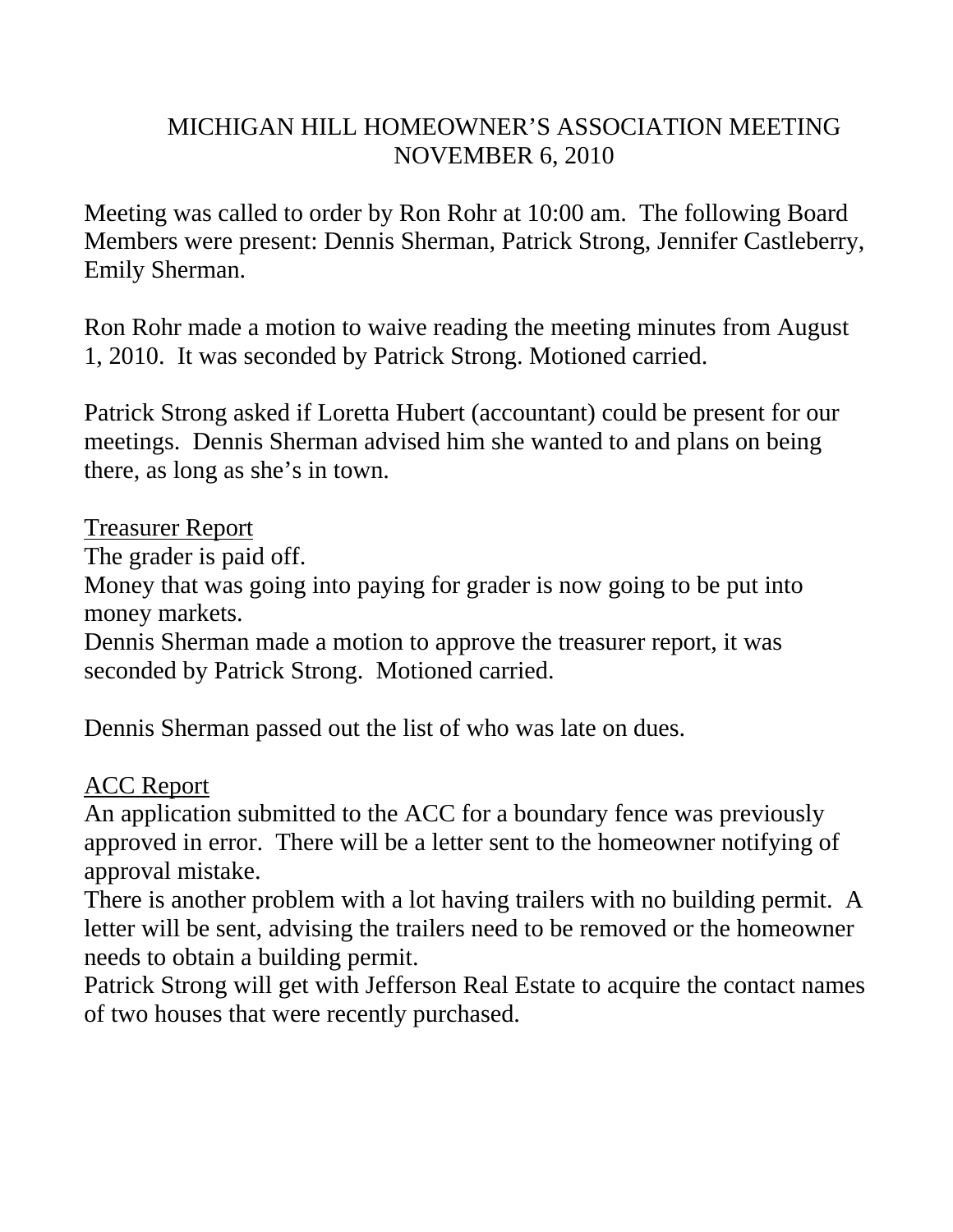# MICHIGAN HILL HOMEOWNER'S ASSOCIATION MEETING
# NOVEMBER 6, 2010

Meeting was called to order by Ron Rohr at 10:00 am. The following Board Members were present: Dennis Sherman, Patrick Strong, Jennifer Castleberry, Emily Sherman.

Ron Rohr made a motion to waive reading the meeting minutes from August 1, 2010. It was seconded by Patrick Strong. Motioned carried.

Patrick Strong asked if Loretta Hubert (accountant) could be present for our meetings. Dennis Sherman advised him she wanted to and plans on being there, as long as she's in town.

<u>Treasurer Report</u>

The grader is paid off.

Money that was going into paying for grader is now going to be put into money markets.

Dennis Sherman made a motion to approve the treasurer report, it was seconded by Patrick Strong. Motioned carried.

Dennis Sherman passed out the list of who was late on dues.

<u>ACC Report</u>

An application submitted to the ACC for a boundary fence was previously approved in error. There will be a letter sent to the homeowner notifying of approval mistake.

There is another problem with a lot having trailers with no building permit. A letter will be sent, advising the trailers need to be removed or the homeowner needs to obtain a building permit.

Patrick Strong will get with Jefferson Real Estate to acquire the contact names of two houses that were recently purchased.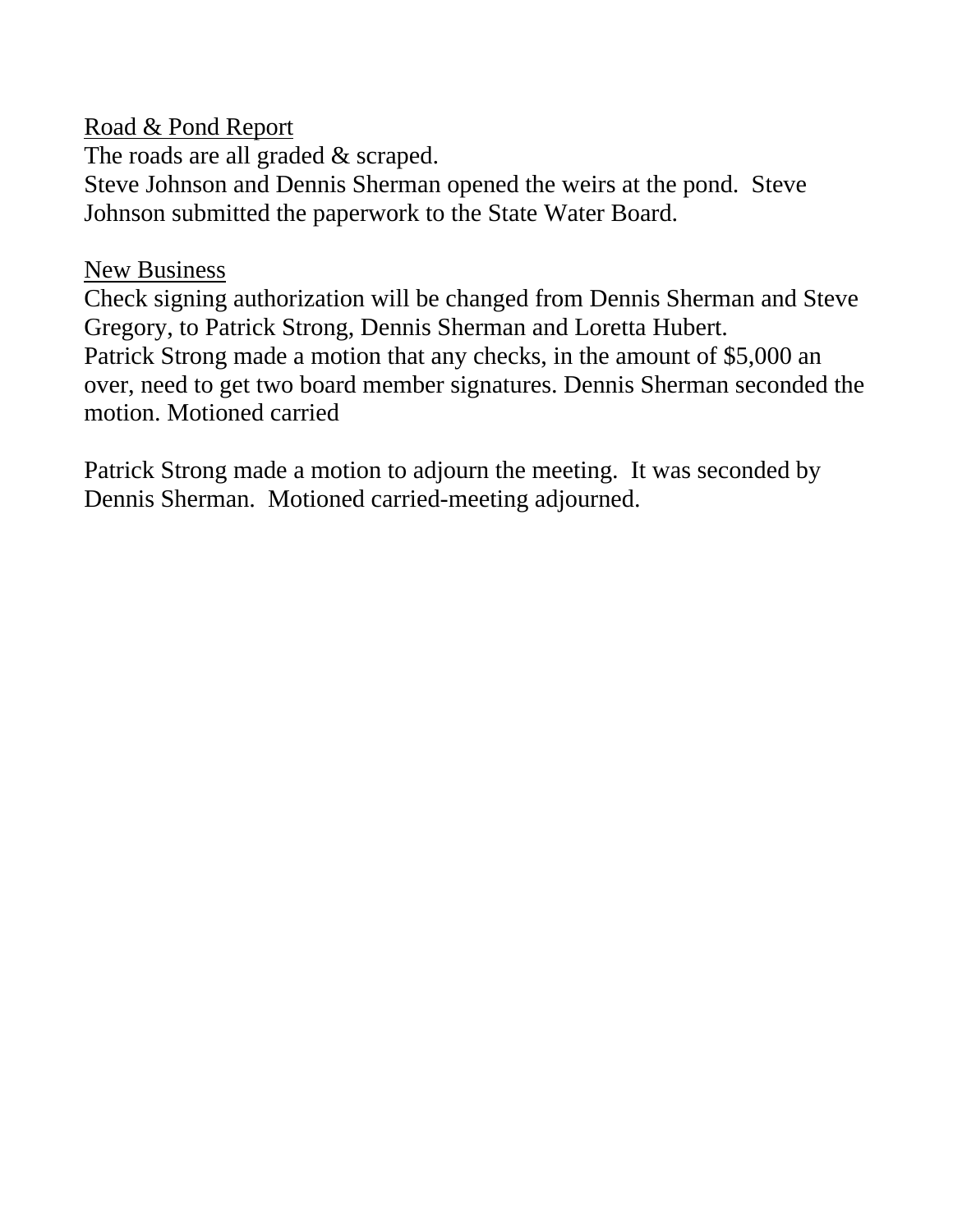<u>Road & Pond Report</u>
The roads are all graded & scraped.
Steve Johnson and Dennis Sherman opened the weirs at the pond.  Steve Johnson submitted the paperwork to the State Water Board.

<u>New Business</u>
Check signing authorization will be changed from Dennis Sherman and Steve Gregory, to Patrick Strong, Dennis Sherman and Loretta Hubert.
Patrick Strong made a motion that any checks, in the amount of $5,000 an over, need to get two board member signatures. Dennis Sherman seconded the motion. Motioned carried

Patrick Strong made a motion to adjourn the meeting.  It was seconded by Dennis Sherman.  Motioned carried-meeting adjourned.